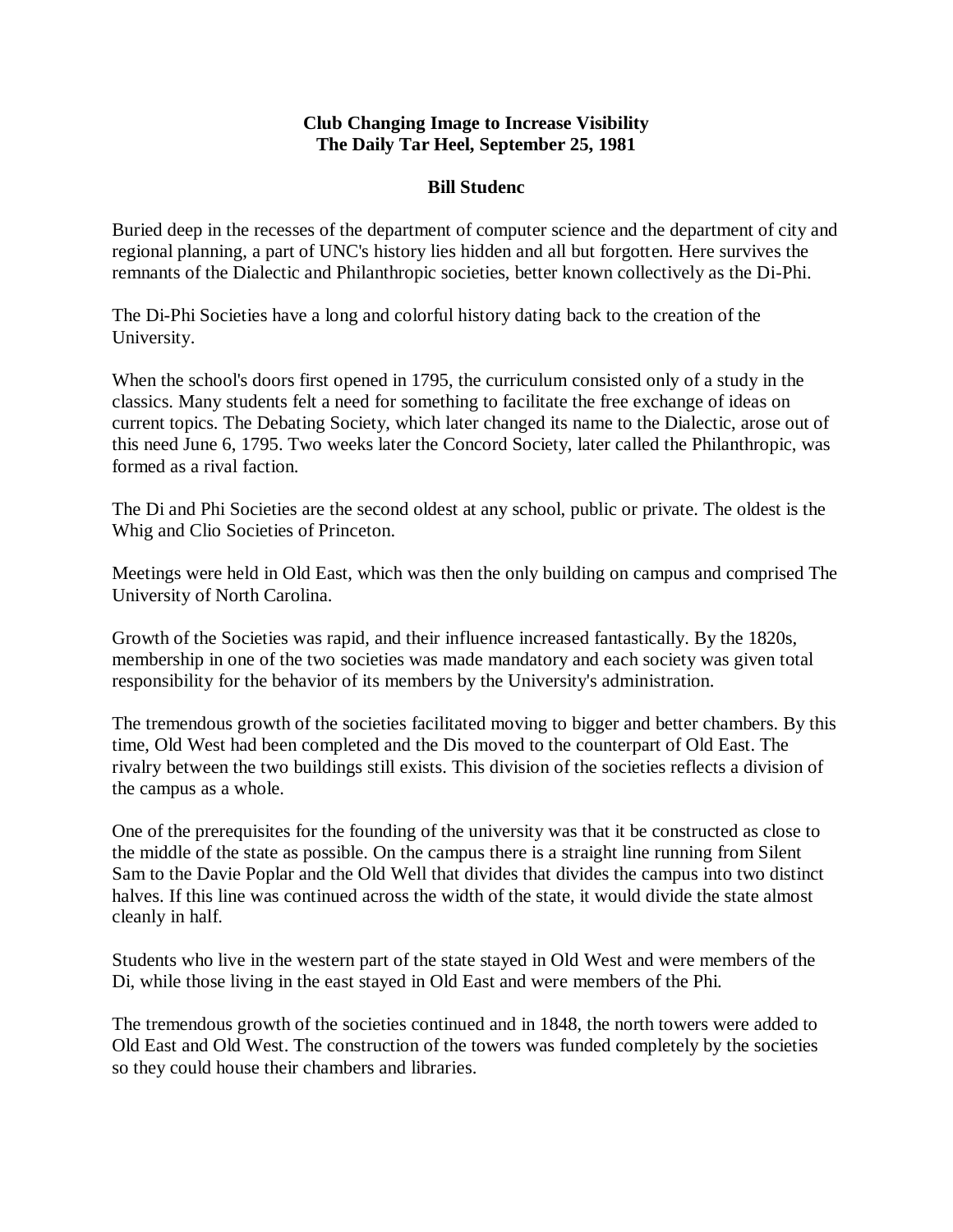**Club Changing Image to Increase Visibility**
**The Daily Tar Heel, September 25, 1981**

**Bill Studenc**

Buried deep in the recesses of the department of computer science and the department of city and regional planning, a part of UNC's history lies hidden and all but forgotten. Here survives the remnants of the Dialectic and Philanthropic societies, better known collectively as the Di-Phi.

The Di-Phi Societies have a long and colorful history dating back to the creation of the University.

When the school's doors first opened in 1795, the curriculum consisted only of a study in the classics. Many students felt a need for something to facilitate the free exchange of ideas on current topics. The Debating Society, which later changed its name to the Dialectic, arose out of this need June 6, 1795. Two weeks later the Concord Society, later called the Philanthropic, was formed as a rival faction.

The Di and Phi Societies are the second oldest at any school, public or private. The oldest is the Whig and Clio Societies of Princeton.

Meetings were held in Old East, which was then the only building on campus and comprised The University of North Carolina.

Growth of the Societies was rapid, and their influence increased fantastically. By the 1820s, membership in one of the two societies was made mandatory and each society was given total responsibility for the behavior of its members by the University's administration.

The tremendous growth of the societies facilitated moving to bigger and better chambers. By this time, Old West had been completed and the Dis moved to the counterpart of Old East. The rivalry between the two buildings still exists. This division of the societies reflects a division of the campus as a whole.

One of the prerequisites for the founding of the university was that it be constructed as close to the middle of the state as possible. On the campus there is a straight line running from Silent Sam to the Davie Poplar and the Old Well that divides that divides the campus into two distinct halves. If this line was continued across the width of the state, it would divide the state almost cleanly in half.

Students who live in the western part of the state stayed in Old West and were members of the Di, while those living in the east stayed in Old East and were members of the Phi.

The tremendous growth of the societies continued and in 1848, the north towers were added to Old East and Old West. The construction of the towers was funded completely by the societies so they could house their chambers and libraries.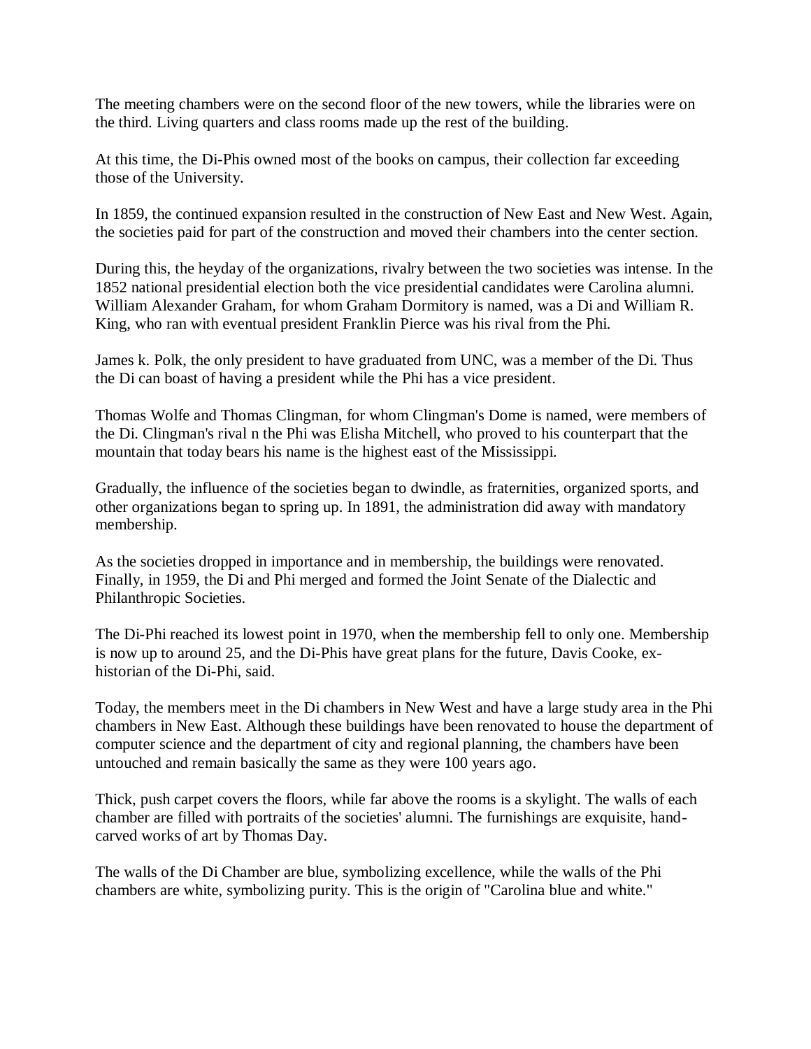The meeting chambers were on the second floor of the new towers, while the libraries were on the third. Living quarters and class rooms made up the rest of the building.

At this time, the Di-Phis owned most of the books on campus, their collection far exceeding those of the University.

In 1859, the continued expansion resulted in the construction of New East and New West. Again, the societies paid for part of the construction and moved their chambers into the center section.

During this, the heyday of the organizations, rivalry between the two societies was intense. In the 1852 national presidential election both the vice presidential candidates were Carolina alumni. William Alexander Graham, for whom Graham Dormitory is named, was a Di and William R. King, who ran with eventual president Franklin Pierce was his rival from the Phi.

James k. Polk, the only president to have graduated from UNC, was a member of the Di. Thus the Di can boast of having a president while the Phi has a vice president.

Thomas Wolfe and Thomas Clingman, for whom Clingman's Dome is named, were members of the Di. Clingman's rival n the Phi was Elisha Mitchell, who proved to his counterpart that the mountain that today bears his name is the highest east of the Mississippi.

Gradually, the influence of the societies began to dwindle, as fraternities, organized sports, and other organizations began to spring up. In 1891, the administration did away with mandatory membership.

As the societies dropped in importance and in membership, the buildings were renovated. Finally, in 1959, the Di and Phi merged and formed the Joint Senate of the Dialectic and Philanthropic Societies.

The Di-Phi reached its lowest point in 1970, when the membership fell to only one. Membership is now up to around 25, and the Di-Phis have great plans for the future, Davis Cooke, ex-historian of the Di-Phi, said.

Today, the members meet in the Di chambers in New West and have a large study area in the Phi chambers in New East. Although these buildings have been renovated to house the department of computer science and the department of city and regional planning, the chambers have been untouched and remain basically the same as they were 100 years ago.

Thick, push carpet covers the floors, while far above the rooms is a skylight. The walls of each chamber are filled with portraits of the societies' alumni. The furnishings are exquisite, hand-carved works of art by Thomas Day.

The walls of the Di Chamber are blue, symbolizing excellence, while the walls of the Phi chambers are white, symbolizing purity. This is the origin of "Carolina blue and white."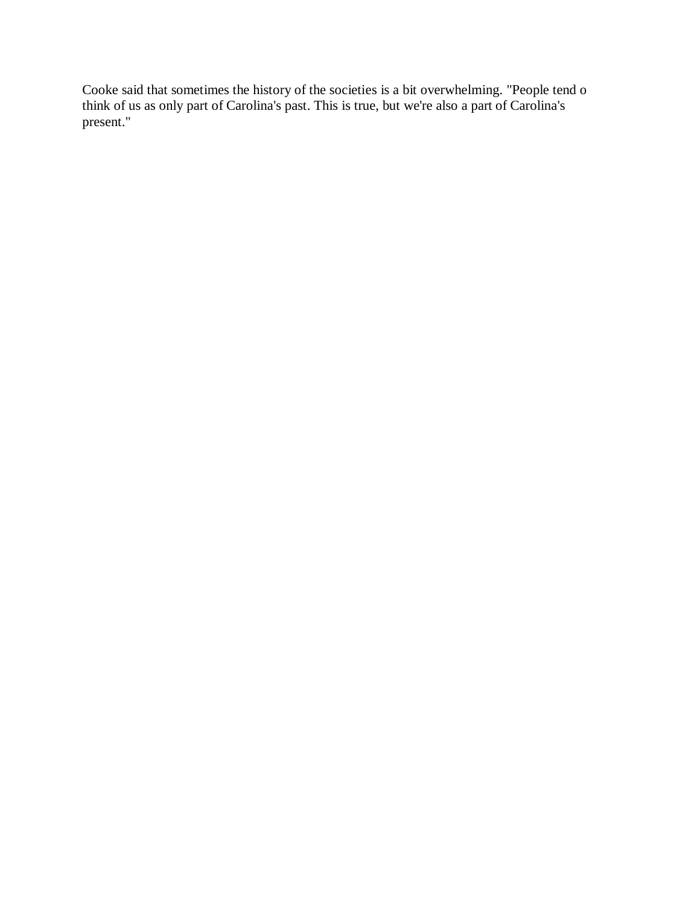Cooke said that sometimes the history of the societies is a bit overwhelming. "People tend o think of us as only part of Carolina's past. This is true, but we're also a part of Carolina's present."